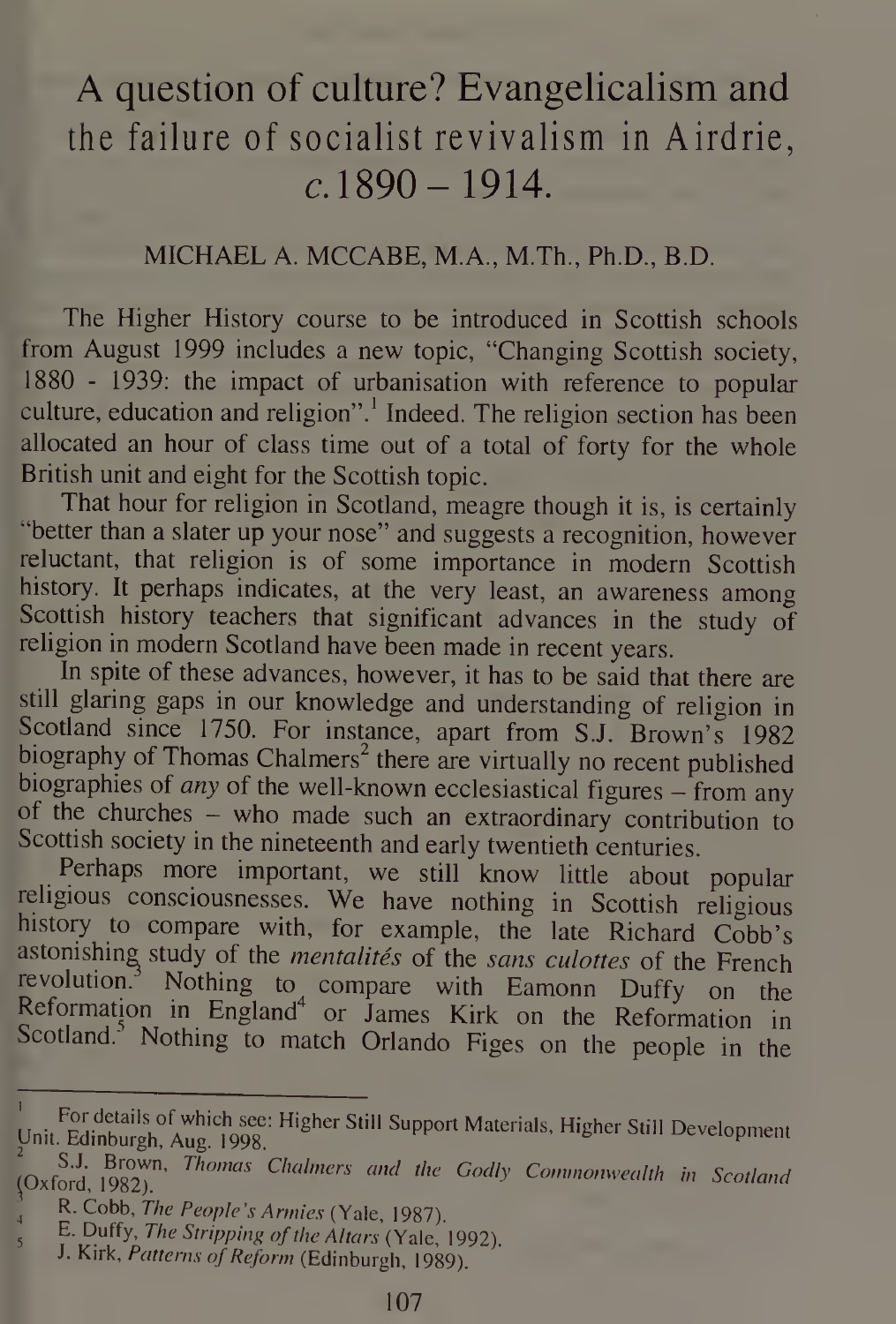# A question of culture? Evangelicalism and the failure of socialist revivalism in Airdrie, *c.*1890 – 1914.

MICHAEL A. MCCABE, M.A., M.Th., Ph.D., B.D.

The Higher History course to be introduced in Scottish schools from August 1999 includes a new topic, "Changing Scottish society, 1880 - 1939: the impact of urbanisation with reference to popular culture, education and religion".[1] Indeed. The religion section has been allocated an hour of class time out of a total of forty for the whole British unit and eight for the Scottish topic.

That hour for religion in Scotland, meagre though it is, is certainly "better than a slater up your nose" and suggests a recognition, however reluctant, that religion is of some importance in modern Scottish history. It perhaps indicates, at the very least, an awareness among Scottish history teachers that significant advances in the study of religion in modern Scotland have been made in recent years.

In spite of these advances, however, it has to be said that there are still glaring gaps in our knowledge and understanding of religion in Scotland since 1750. For instance, apart from S.J. Brown's 1982 biography of Thomas Chalmers[2] there are virtually no recent published biographies of *any* of the well-known ecclesiastical figures – from any of the churches – who made such an extraordinary contribution to Scottish society in the nineteenth and early twentieth centuries.

Perhaps more important, we still know little about popular religious consciousnesses. We have nothing in Scottish religious history to compare with, for example, the late Richard Cobb's astonishing study of the *mentalités* of the *sans culottes* of the French revolution.[3] Nothing to compare with Eamonn Duffy on the Reformation in England[4] or James Kirk on the Reformation in Scotland.[5] Nothing to match Orlando Figes on the people in the

---

1. For details of which see: Higher Still Support Materials, Higher Still Development Unit. Edinburgh, Aug. 1998.
2. S.J. Brown, *Thomas Chalmers and the Godly Commonwealth in Scotland* (Oxford, 1982).
3. R. Cobb, *The People's Armies* (Yale, 1987).
4. E. Duffy, *The Stripping of the Altars* (Yale, 1992).
5. J. Kirk, *Patterns of Reform* (Edinburgh, 1989).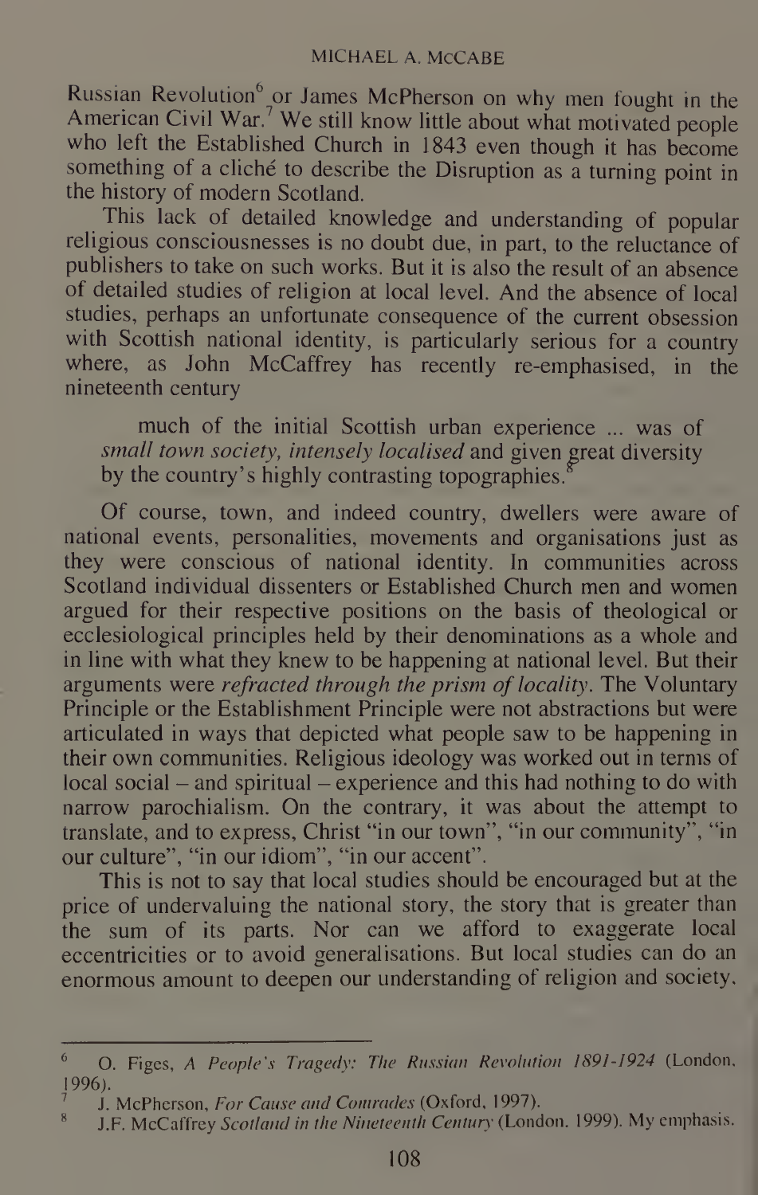Russian Revolution[6] or James McPherson on why men fought in the American Civil War.[7] We still know little about what motivated people who left the Established Church in 1843 even though it has become something of a cliché to describe the Disruption as a turning point in the history of modern Scotland.

This lack of detailed knowledge and understanding of popular religious consciousnesses is no doubt due, in part, to the reluctance of publishers to take on such works. But it is also the result of an absence of detailed studies of religion at local level. And the absence of local studies, perhaps an unfortunate consequence of the current obsession with Scottish national identity, is particularly serious for a country where, as John McCaffrey has recently re-emphasised, in the nineteenth century

> much of the initial Scottish urban experience ... was of *small town society, intensely localised* and given great diversity by the country's highly contrasting topographies.[8]

Of course, town, and indeed country, dwellers were aware of national events, personalities, movements and organisations just as they were conscious of national identity. In communities across Scotland individual dissenters or Established Church men and women argued for their respective positions on the basis of theological or ecclesiological principles held by their denominations as a whole and in line with what they knew to be happening at national level. But their arguments were *refracted through the prism of locality*. The Voluntary Principle or the Establishment Principle were not abstractions but were articulated in ways that depicted what people saw to be happening in their own communities. Religious ideology was worked out in terms of local social – and spiritual – experience and this had nothing to do with narrow parochialism. On the contrary, it was about the attempt to translate, and to express, Christ "in our town", "in our community", "in our culture", "in our idiom", "in our accent".

This is not to say that local studies should be encouraged but at the price of undervaluing the national story, the story that is greater than the sum of its parts. Nor can we afford to exaggerate local eccentricities or to avoid generalisations. But local studies can do an enormous amount to deepen our understanding of religion and society.

---

[6] O. Figes, *A People's Tragedy: The Russian Revolution 1891-1924* (London, 1996).

[7] J. McPherson, *For Cause and Comrades* (Oxford, 1997).

[8] J.F. McCaffrey *Scotland in the Nineteenth Century* (London. 1999). My emphasis.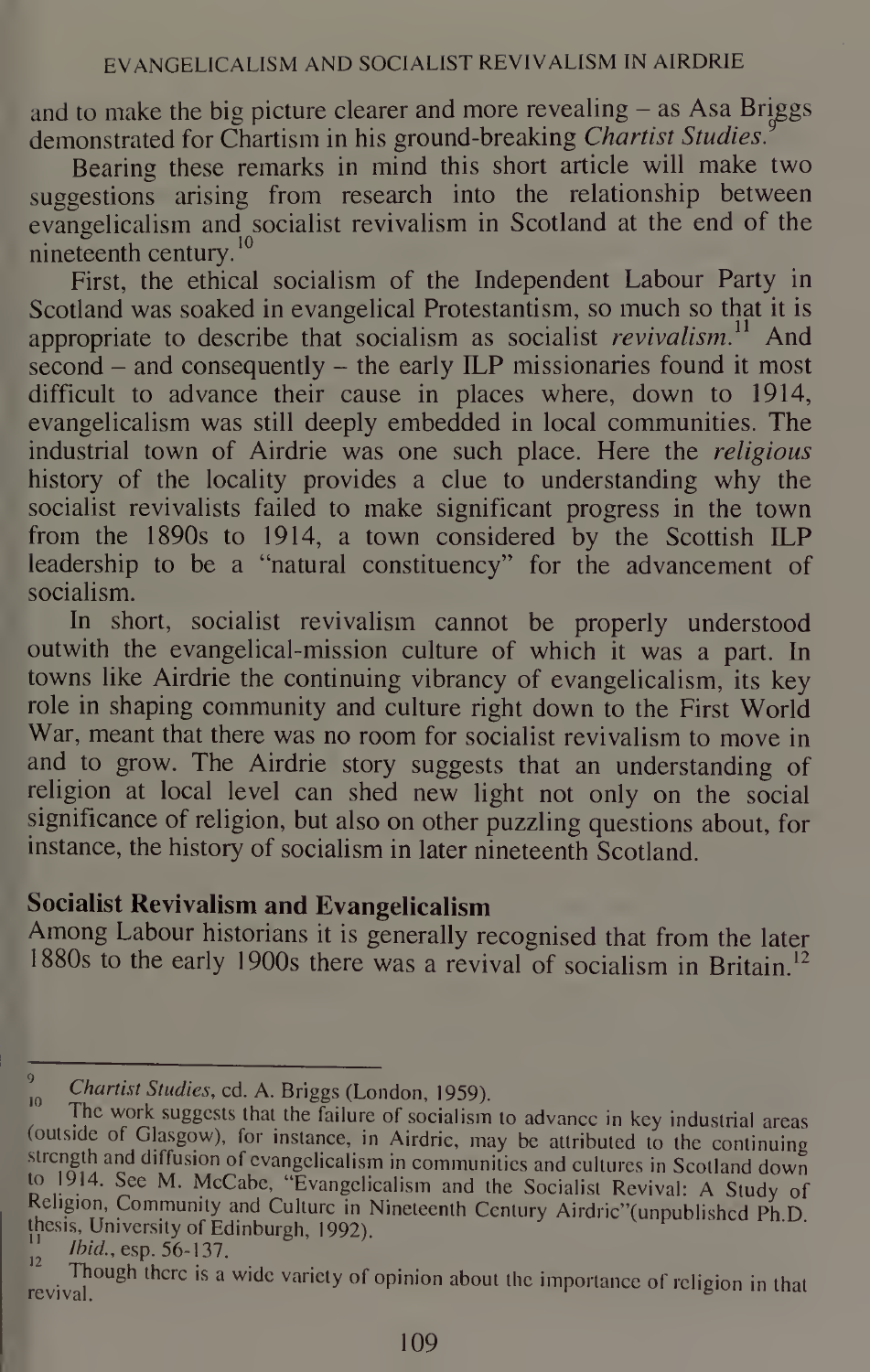and to make the big picture clearer and more revealing – as Asa Briggs demonstrated for Chartism in his ground-breaking *Chartist Studies*.[9]

Bearing these remarks in mind this short article will make two suggestions arising from research into the relationship between evangelicalism and socialist revivalism in Scotland at the end of the nineteenth century.[10]

First, the ethical socialism of the Independent Labour Party in Scotland was soaked in evangelical Protestantism, so much so that it is appropriate to describe that socialism as socialist *revivalism*.[11] And second – and consequently – the early ILP missionaries found it most difficult to advance their cause in places where, down to 1914, evangelicalism was still deeply embedded in local communities. The industrial town of Airdrie was one such place. Here the *religious* history of the locality provides a clue to understanding why the socialist revivalists failed to make significant progress in the town from the 1890s to 1914, a town considered by the Scottish ILP leadership to be a "natural constituency" for the advancement of socialism.

In short, socialist revivalism cannot be properly understood outwith the evangelical-mission culture of which it was a part. In towns like Airdrie the continuing vibrancy of evangelicalism, its key role in shaping community and culture right down to the First World War, meant that there was no room for socialist revivalism to move in and to grow. The Airdrie story suggests that an understanding of religion at local level can shed new light not only on the social significance of religion, but also on other puzzling questions about, for instance, the history of socialism in later nineteenth Scotland.

## Socialist Revivalism and Evangelicalism

Among Labour historians it is generally recognised that from the later 1880s to the early 1900s there was a revival of socialism in Britain.[12]

---

9 *Chartist Studies*, ed. A. Briggs (London, 1959).

10 The work suggests that the failure of socialism to advance in key industrial areas (outside of Glasgow), for instance, in Airdrie, may be attributed to the continuing strength and diffusion of evangelicalism in communities and cultures in Scotland down to 1914. See M. McCabe, "Evangelicalism and the Socialist Revival: A Study of Religion, Community and Culture in Nineteenth Century Airdrie"(unpublished Ph.D. thesis, University of Edinburgh, 1992).

11 *Ibid.*, esp. 56-137.

12 Though there is a wide variety of opinion about the importance of religion in that revival.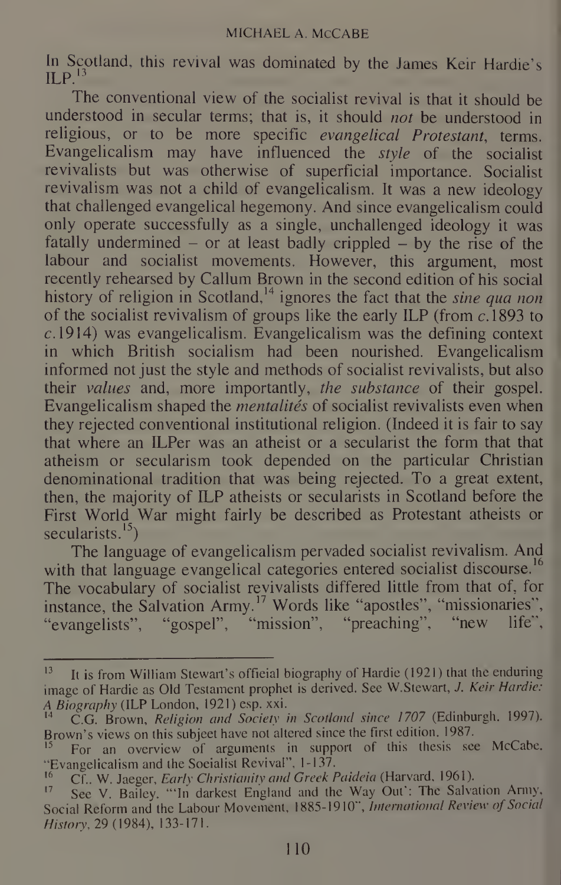In Scotland, this revival was dominated by the James Keir Hardie's ILP.[13]

The conventional view of the socialist revival is that it should be understood in secular terms; that is, it should *not* be understood in religious, or to be more specific *evangelical Protestant*, terms. Evangelicalism may have influenced the *style* of the socialist revivalists but was otherwise of superficial importance. Socialist revivalism was not a child of evangelicalism. It was a new ideology that challenged evangelical hegemony. And since evangelicalism could only operate successfully as a single, unchallenged ideology it was fatally undermined – or at least badly crippled – by the rise of the labour and socialist movements. However, this argument, most recently rehearsed by Callum Brown in the second edition of his social history of religion in Scotland,[14] ignores the fact that the *sine qua non* of the socialist revivalism of groups like the early ILP (from *c*.1893 to *c*.1914) was evangelicalism. Evangelicalism was the defining context in which British socialism had been nourished. Evangelicalism informed not just the style and methods of socialist revivalists, but also their *values* and, more importantly, *the substance* of their gospel. Evangelicalism shaped the *mentalités* of socialist revivalists even when they rejected conventional institutional religion. (Indeed it is fair to say that where an ILPer was an atheist or a secularist the form that that atheism or secularism took depended on the particular Christian denominational tradition that was being rejected. To a great extent, then, the majority of ILP atheists or secularists in Scotland before the First World War might fairly be described as Protestant atheists or secularists.[15])

The language of evangelicalism pervaded socialist revivalism. And with that language evangelical categories entered socialist discourse.[16] The vocabulary of socialist revivalists differed little from that of, for instance, the Salvation Army.[17] Words like "apostles", "missionaries", "evangelists", "gospel", "mission", "preaching", "new life",

---

[13] It is from William Stewart's official biography of Hardie (1921) that the enduring image of Hardie as Old Testament prophet is derived. See W.Stewart, *J. Keir Hardie: A Biography* (ILP London, 1921) esp. xxi.

[14] C.G. Brown, *Religion and Society in Scotland since 1707* (Edinburgh, 1997). Brown's views on this subject have not altered since the first edition, 1987.

[15] For an overview of arguments in support of this thesis see McCabe, "Evangelicalism and the Socialist Revival", 1-137.

[16] Cf., W. Jaeger, *Early Christianity and Greek Paideia* (Harvard, 1961).

[17] See V. Bailey, "'In darkest England and the Way Out': The Salvation Army, Social Reform and the Labour Movement, 1885-1910", *International Review of Social History*, 29 (1984), 133-171.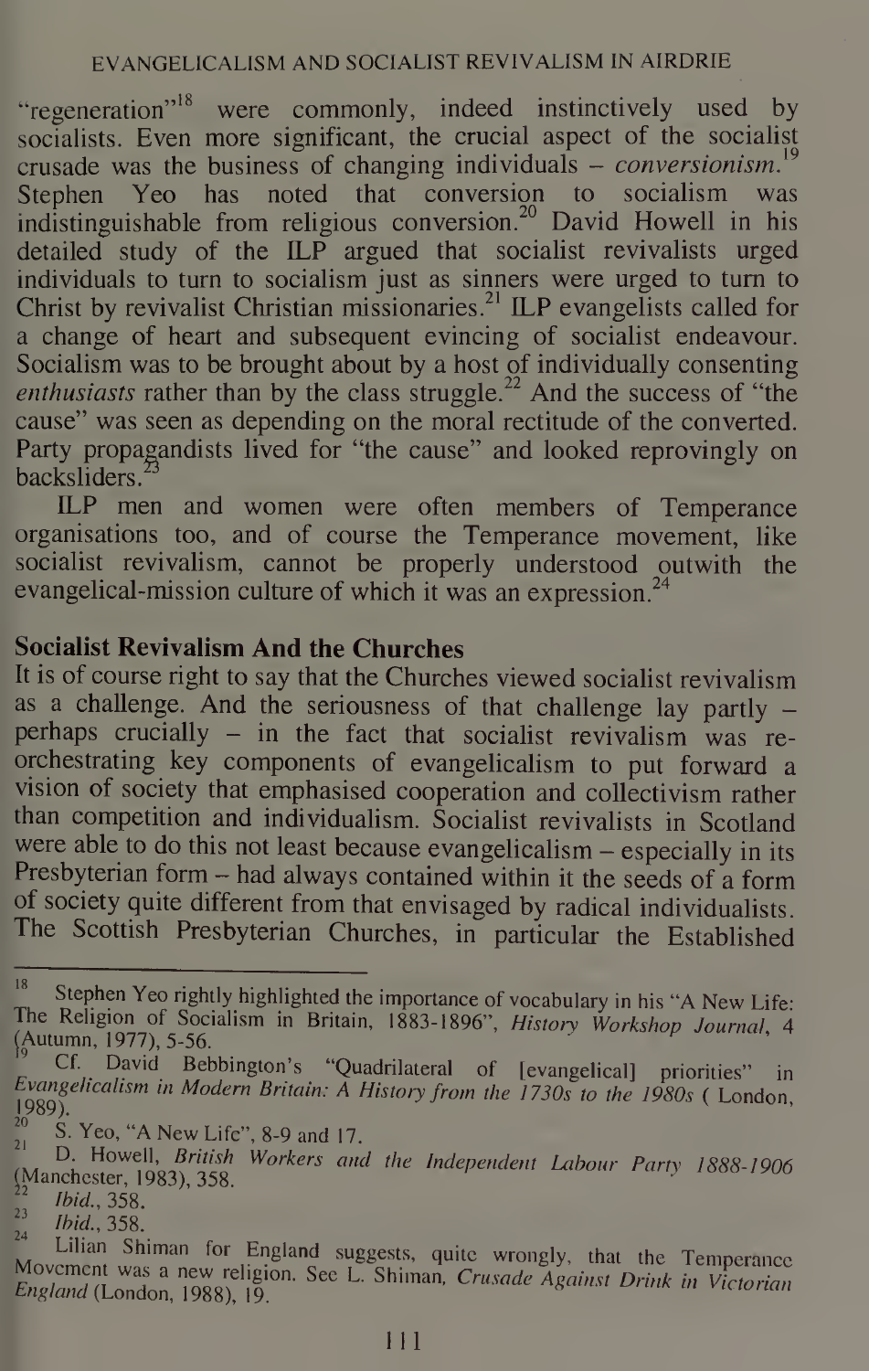"regeneration"[18] were commonly, indeed instinctively used by socialists. Even more significant, the crucial aspect of the socialist crusade was the business of changing individuals – *conversionism*.[19] Stephen Yeo has noted that conversion to socialism was indistinguishable from religious conversion.[20] David Howell in his detailed study of the ILP argued that socialist revivalists urged individuals to turn to socialism just as sinners were urged to turn to Christ by revivalist Christian missionaries.[21] ILP evangelists called for a change of heart and subsequent evincing of socialist endeavour. Socialism was to be brought about by a host of individually consenting *enthusiasts* rather than by the class struggle.[22] And the success of "the cause" was seen as depending on the moral rectitude of the converted. Party propagandists lived for "the cause" and looked reprovingly on backsliders.[23]

ILP men and women were often members of Temperance organisations too, and of course the Temperance movement, like socialist revivalism, cannot be properly understood outwith the evangelical-mission culture of which it was an expression.[24]

## Socialist Revivalism And the Churches

It is of course right to say that the Churches viewed socialist revivalism as a challenge. And the seriousness of that challenge lay partly – perhaps crucially – in the fact that socialist revivalism was re-orchestrating key components of evangelicalism to put forward a vision of society that emphasised cooperation and collectivism rather than competition and individualism. Socialist revivalists in Scotland were able to do this not least because evangelicalism – especially in its Presbyterian form – had always contained within it the seeds of a form of society quite different from that envisaged by radical individualists. The Scottish Presbyterian Churches, in particular the Established

---

[18] Stephen Yeo rightly highlighted the importance of vocabulary in his "A New Life: The Religion of Socialism in Britain, 1883-1896", *History Workshop Journal*, 4 (Autumn, 1977), 5-56.

[19] Cf. David Bebbington's "Quadrilateral of [evangelical] priorities" in *Evangelicalism in Modern Britain: A History from the 1730s to the 1980s* ( London, 1989).

[20] S. Yeo, "A New Life", 8-9 and 17.

[21] D. Howell, *British Workers and the Independent Labour Party 1888-1906* (Manchester, 1983), 358.

[22] *Ibid.*, 358.

[23] *Ibid.*, 358.

[24] Lilian Shiman for England suggests, quite wrongly, that the Temperance Movement was a new religion. See L. Shiman, *Crusade Against Drink in Victorian England* (London, 1988), 19.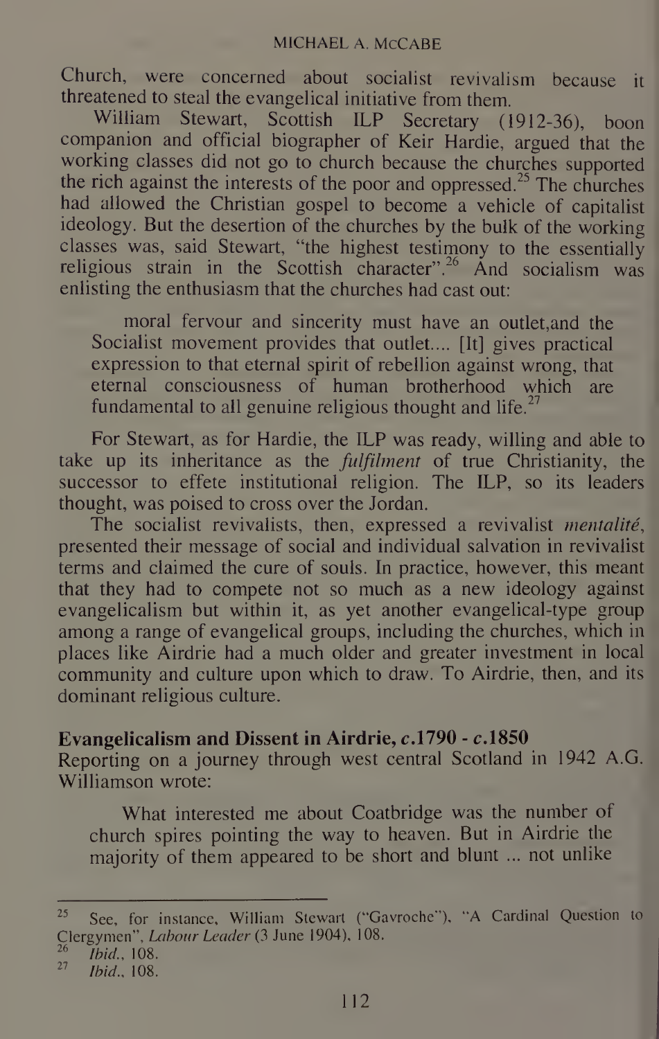Church, were concerned about socialist revivalism because it threatened to steal the evangelical initiative from them.

William Stewart, Scottish ILP Secretary (1912-36), boon companion and official biographer of Keir Hardie, argued that the working classes did not go to church because the churches supported the rich against the interests of the poor and oppressed.[25] The churches had allowed the Christian gospel to become a vehicle of capitalist ideology. But the desertion of the churches by the bulk of the working classes was, said Stewart, "the highest testimony to the essentially religious strain in the Scottish character".[26] And socialism was enlisting the enthusiasm that the churches had cast out:

> moral fervour and sincerity must have an outlet,and the Socialist movement provides that outlet.... [It] gives practical expression to that eternal spirit of rebellion against wrong, that eternal consciousness of human brotherhood which are fundamental to all genuine religious thought and life.[27]

For Stewart, as for Hardie, the ILP was ready, willing and able to take up its inheritance as the *fulfilment* of true Christianity, the successor to effete institutional religion. The ILP, so its leaders thought, was poised to cross over the Jordan.

The socialist revivalists, then, expressed a revivalist *mentalité*, presented their message of social and individual salvation in revivalist terms and claimed the cure of souls. In practice, however, this meant that they had to compete not so much as a new ideology against evangelicalism but within it, as yet another evangelical-type group among a range of evangelical groups, including the churches, which in places like Airdrie had a much older and greater investment in local community and culture upon which to draw. To Airdrie, then, and its dominant religious culture.

## Evangelicalism and Dissent in Airdrie, *c*.1790 - *c*.1850

Reporting on a journey through west central Scotland in 1942 A.G. Williamson wrote:

> What interested me about Coatbridge was the number of church spires pointing the way to heaven. But in Airdrie the majority of them appeared to be short and blunt ... not unlike

---

[25] See, for instance, William Stewart ("Gavroche"), "A Cardinal Question to Clergymen", *Labour Leader* (3 June 1904), 108.

[26] *Ibid.*, 108.

[27] *Ibid.*, 108.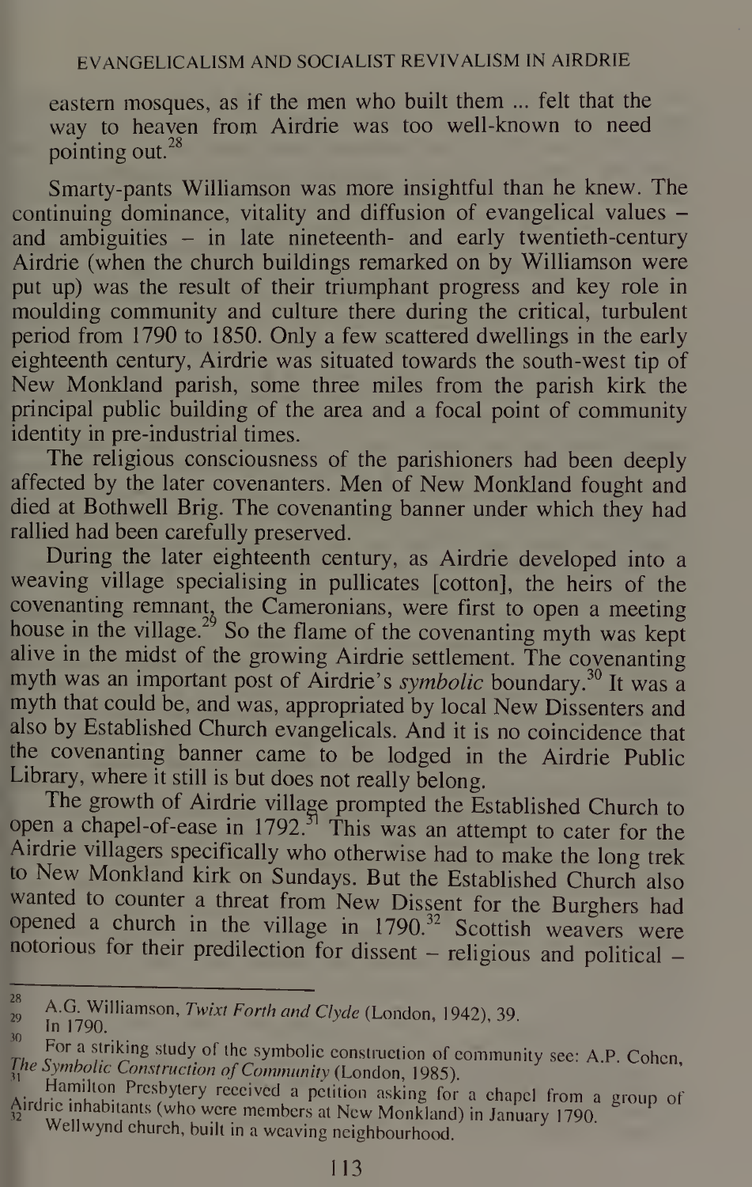eastern mosques, as if the men who built them ... felt that the way to heaven from Airdrie was too well-known to need pointing out.[28]

Smarty-pants Williamson was more insightful than he knew. The continuing dominance, vitality and diffusion of evangelical values – and ambiguities – in late nineteenth- and early twentieth-century Airdrie (when the church buildings remarked on by Williamson were put up) was the result of their triumphant progress and key role in moulding community and culture there during the critical, turbulent period from 1790 to 1850. Only a few scattered dwellings in the early eighteenth century, Airdrie was situated towards the south-west tip of New Monkland parish, some three miles from the parish kirk the principal public building of the area and a focal point of community identity in pre-industrial times.

The religious consciousness of the parishioners had been deeply affected by the later covenanters. Men of New Monkland fought and died at Bothwell Brig. The covenanting banner under which they had rallied had been carefully preserved.

During the later eighteenth century, as Airdrie developed into a weaving village specialising in pullicates [cotton], the heirs of the covenanting remnant, the Cameronians, were first to open a meeting house in the village.[29] So the flame of the covenanting myth was kept alive in the midst of the growing Airdrie settlement. The covenanting myth was an important post of Airdrie's *symbolic* boundary.[30] It was a myth that could be, and was, appropriated by local New Dissenters and also by Established Church evangelicals. And it is no coincidence that the covenanting banner came to be lodged in the Airdrie Public Library, where it still is but does not really belong.

The growth of Airdrie village prompted the Established Church to open a chapel-of-ease in 1792.[31] This was an attempt to cater for the Airdrie villagers specifically who otherwise had to make the long trek to New Monkland kirk on Sundays. But the Established Church also wanted to counter a threat from New Dissent for the Burghers had opened a church in the village in 1790.[32] Scottish weavers were notorious for their predilection for dissent – religious and political –

---

[28] A.G. Williamson, *Twixt Forth and Clyde* (London, 1942), 39.

[29] In 1790.

[30] For a striking study of the symbolic construction of community see: A.P. Cohen, *The Symbolic Construction of Community* (London, 1985).

[31] Hamilton Presbytery received a petition asking for a chapel from a group of Airdrie inhabitants (who were members at New Monkland) in January 1790.

[32] Wellwynd church, built in a weaving neighbourhood.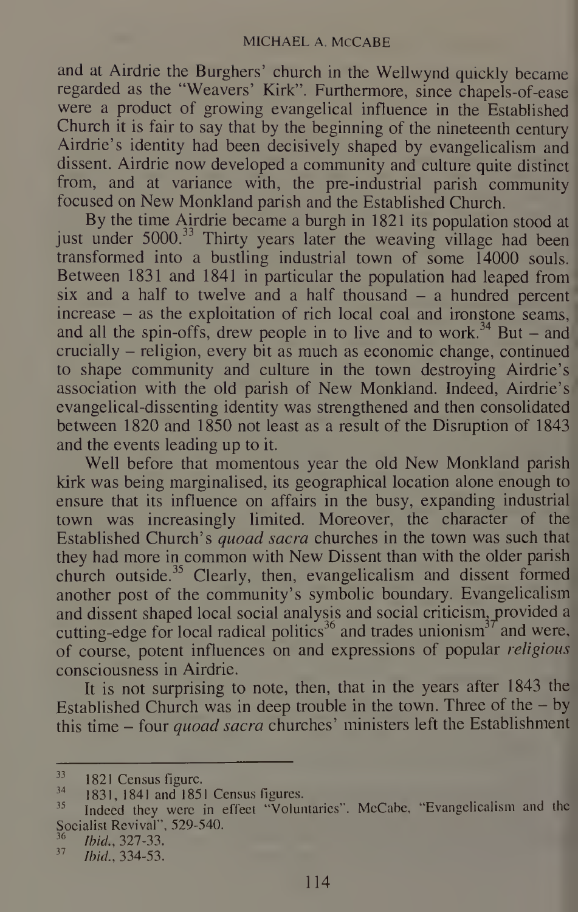and at Airdrie the Burghers' church in the Wellwynd quickly became regarded as the "Weavers' Kirk". Furthermore, since chapels-of-ease were a product of growing evangelical influence in the Established Church it is fair to say that by the beginning of the nineteenth century Airdrie's identity had been decisively shaped by evangelicalism and dissent. Airdrie now developed a community and culture quite distinct from, and at variance with, the pre-industrial parish community focused on New Monkland parish and the Established Church.

By the time Airdrie became a burgh in 1821 its population stood at just under 5000.[33] Thirty years later the weaving village had been transformed into a bustling industrial town of some 14000 souls. Between 1831 and 1841 in particular the population had leaped from six and a half to twelve and a half thousand – a hundred percent increase – as the exploitation of rich local coal and ironstone seams, and all the spin-offs, drew people in to live and to work.[34] But – and crucially – religion, every bit as much as economic change, continued to shape community and culture in the town destroying Airdrie's association with the old parish of New Monkland. Indeed, Airdrie's evangelical-dissenting identity was strengthened and then consolidated between 1820 and 1850 not least as a result of the Disruption of 1843 and the events leading up to it.

Well before that momentous year the old New Monkland parish kirk was being marginalised, its geographical location alone enough to ensure that its influence on affairs in the busy, expanding industrial town was increasingly limited. Moreover, the character of the Established Church's *quoad sacra* churches in the town was such that they had more in common with New Dissent than with the older parish church outside.[35] Clearly, then, evangelicalism and dissent formed another post of the community's symbolic boundary. Evangelicalism and dissent shaped local social analysis and social criticism, provided a cutting-edge for local radical politics[36] and trades unionism[37] and were, of course, potent influences on and expressions of popular *religious* consciousness in Airdrie.

It is not surprising to note, then, that in the years after 1843 the Established Church was in deep trouble in the town. Three of the – by this time – four *quoad sacra* churches' ministers left the Establishment

---

[33] 1821 Census figure.

[34] 1831, 1841 and 1851 Census figures.

[35] Indeed they were in effect "Voluntaries". McCabe, "Evangelicalism and the Socialist Revival", 529-540.

[36] *Ibid.*, 327-33.

[37] *Ibid.*, 334-53.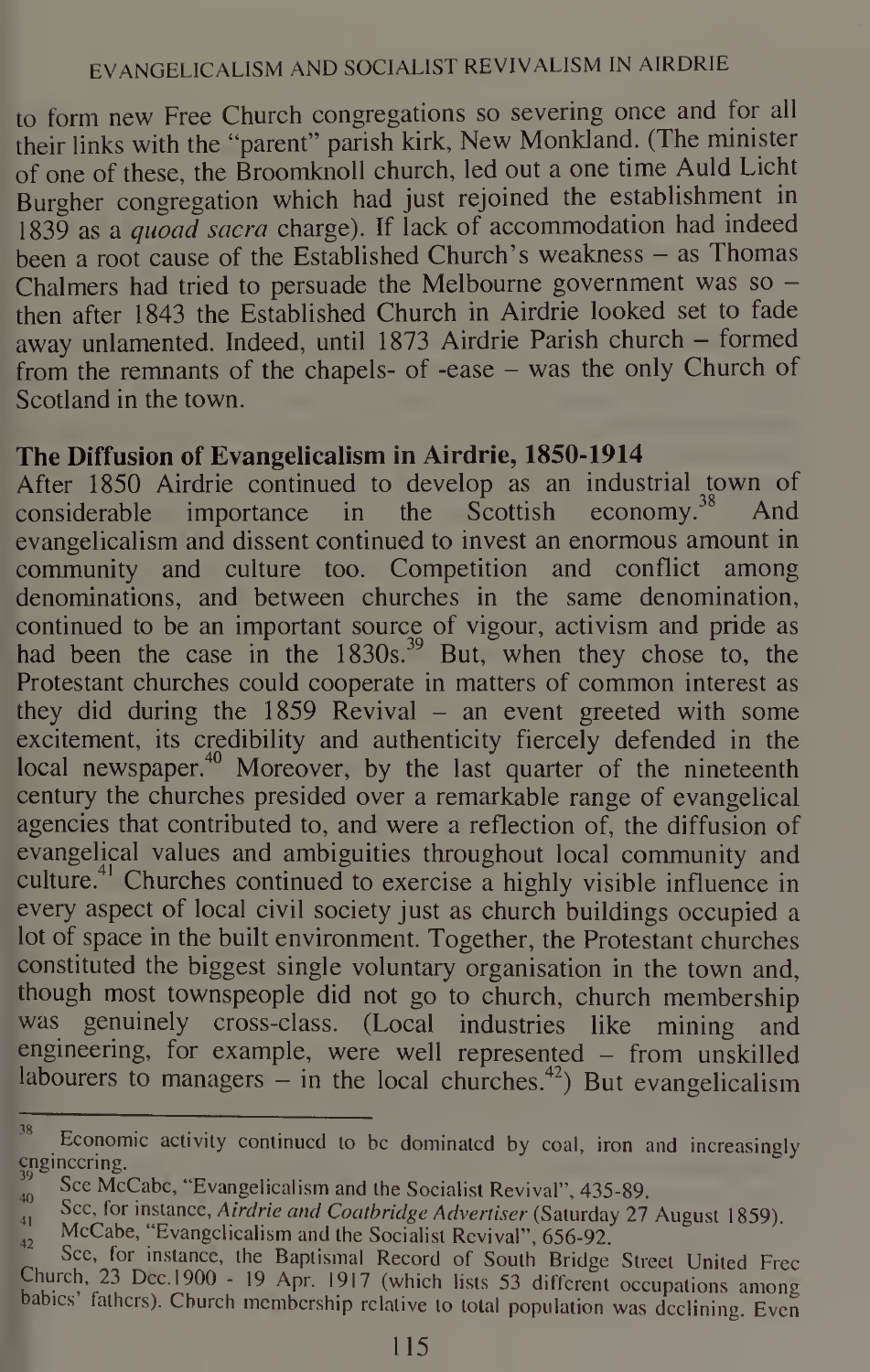to form new Free Church congregations so severing once and for all their links with the "parent" parish kirk, New Monkland. (The minister of one of these, the Broomknoll church, led out a one time Auld Licht Burgher congregation which had just rejoined the establishment in 1839 as a *quoad sacra* charge). If lack of accommodation had indeed been a root cause of the Established Church's weakness – as Thomas Chalmers had tried to persuade the Melbourne government was so – then after 1843 the Established Church in Airdrie looked set to fade away unlamented. Indeed, until 1873 Airdrie Parish church – formed from the remnants of the chapels- of -ease – was the only Church of Scotland in the town.

## The Diffusion of Evangelicalism in Airdrie, 1850-1914

After 1850 Airdrie continued to develop as an industrial town of considerable importance in the Scottish economy.[38] And evangelicalism and dissent continued to invest an enormous amount in community and culture too. Competition and conflict among denominations, and between churches in the same denomination, continued to be an important source of vigour, activism and pride as had been the case in the 1830s.[39] But, when they chose to, the Protestant churches could cooperate in matters of common interest as they did during the 1859 Revival – an event greeted with some excitement, its credibility and authenticity fiercely defended in the local newspaper.[40] Moreover, by the last quarter of the nineteenth century the churches presided over a remarkable range of evangelical agencies that contributed to, and were a reflection of, the diffusion of evangelical values and ambiguities throughout local community and culture.[41] Churches continued to exercise a highly visible influence in every aspect of local civil society just as church buildings occupied a lot of space in the built environment. Together, the Protestant churches constituted the biggest single voluntary organisation in the town and, though most townspeople did not go to church, church membership was genuinely cross-class. (Local industries like mining and engineering, for example, were well represented – from unskilled labourers to managers – in the local churches.[42]) But evangelicalism

---

[38] Economic activity continued to be dominated by coal, iron and increasingly engineering.

[39] See McCabe, "Evangelicalism and the Socialist Revival", 435-89.

[40] See, for instance, *Airdrie and Coatbridge Advertiser* (Saturday 27 August 1859).

[41] McCabe, "Evangelicalism and the Socialist Revival", 656-92.

[42] See, for instance, the Baptismal Record of South Bridge Street United Free Church, 23 Dec.1900 - 19 Apr. 1917 (which lists 53 different occupations among babies' fathers). Church membership relative to total population was declining. Even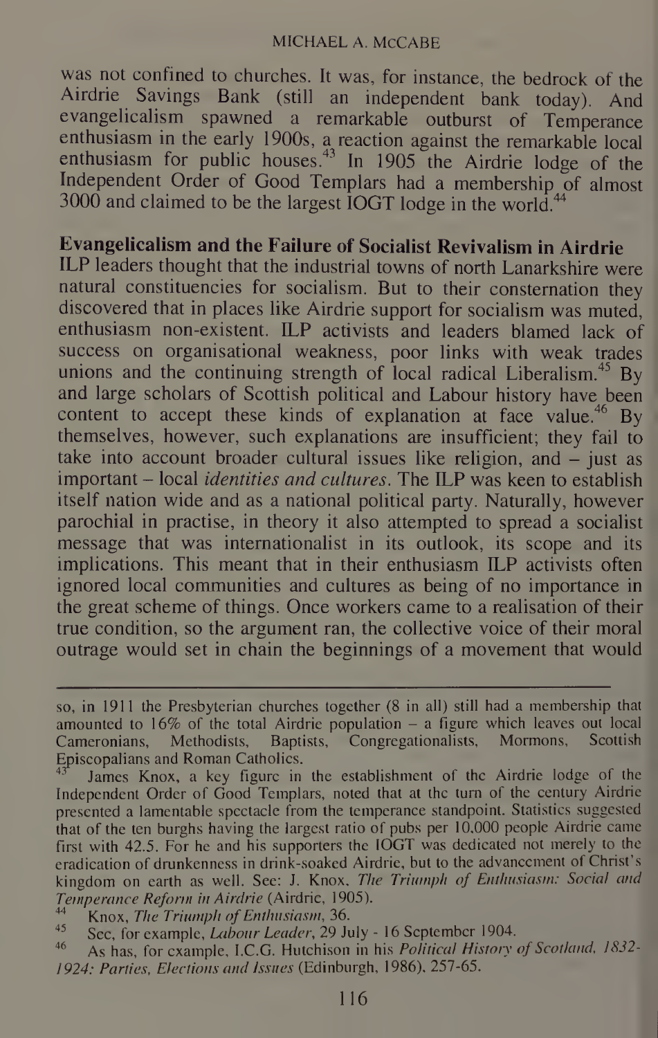was not confined to churches. It was, for instance, the bedrock of the Airdrie Savings Bank (still an independent bank today). And evangelicalism spawned a remarkable outburst of Temperance enthusiasm in the early 1900s, a reaction against the remarkable local enthusiasm for public houses.[43] In 1905 the Airdrie lodge of the Independent Order of Good Templars had a membership of almost 3000 and claimed to be the largest IOGT lodge in the world.[44]

## Evangelicalism and the Failure of Socialist Revivalism in Airdrie

ILP leaders thought that the industrial towns of north Lanarkshire were natural constituencies for socialism. But to their consternation they discovered that in places like Airdrie support for socialism was muted, enthusiasm non-existent. ILP activists and leaders blamed lack of success on organisational weakness, poor links with weak trades unions and the continuing strength of local radical Liberalism.[45] By and large scholars of Scottish political and Labour history have been content to accept these kinds of explanation at face value.[46] By themselves, however, such explanations are insufficient; they fail to take into account broader cultural issues like religion, and – just as important – local *identities and cultures*. The ILP was keen to establish itself nation wide and as a national political party. Naturally, however parochial in practise, in theory it also attempted to spread a socialist message that was internationalist in its outlook, its scope and its implications. This meant that in their enthusiasm ILP activists often ignored local communities and cultures as being of no importance in the great scheme of things. Once workers came to a realisation of their true condition, so the argument ran, the collective voice of their moral outrage would set in chain the beginnings of a movement that would

---

so, in 1911 the Presbyterian churches together (8 in all) still had a membership that amounted to 16% of the total Airdrie population – a figure which leaves out local Cameronians, Methodists, Baptists, Congregationalists, Mormons, Scottish Episcopalians and Roman Catholics.

[43] James Knox, a key figure in the establishment of the Airdrie lodge of the Independent Order of Good Templars, noted that at the turn of the century Airdrie presented a lamentable spectacle from the temperance standpoint. Statistics suggested that of the ten burghs having the largest ratio of pubs per 10,000 people Airdrie came first with 42.5. For he and his supporters the IOGT was dedicated not merely to the eradication of drunkenness in drink-soaked Airdrie, but to the advancement of Christ's kingdom on earth as well. See: J. Knox, *The Triumph of Enthusiasm: Social and Temperance Reform in Airdrie* (Airdrie, 1905).

[44] Knox, *The Triumph of Enthusiasm*, 36.

[45] See, for example, *Labour Leader*, 29 July - 16 September 1904.

[46] As has, for example, I.C.G. Hutchison in his *Political History of Scotland, 1832-1924: Parties, Elections and Issues* (Edinburgh, 1986), 257-65.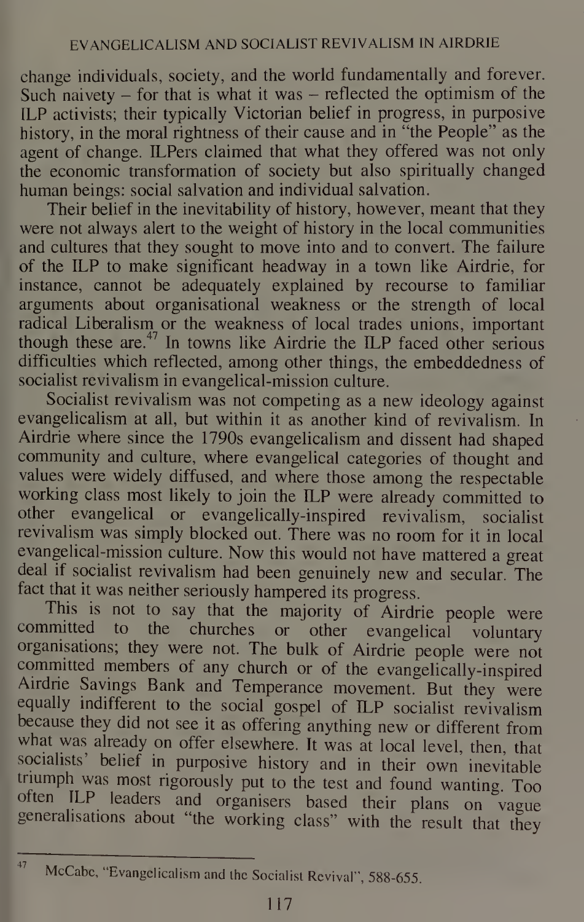change individuals, society, and the world fundamentally and forever. Such naivety – for that is what it was – reflected the optimism of the ILP activists; their typically Victorian belief in progress, in purposive history, in the moral rightness of their cause and in "the People" as the agent of change. ILPers claimed that what they offered was not only the economic transformation of society but also spiritually changed human beings: social salvation and individual salvation.

Their belief in the inevitability of history, however, meant that they were not always alert to the weight of history in the local communities and cultures that they sought to move into and to convert. The failure of the ILP to make significant headway in a town like Airdrie, for instance, cannot be adequately explained by recourse to familiar arguments about organisational weakness or the strength of local radical Liberalism or the weakness of local trades unions, important though these are.[47] In towns like Airdrie the ILP faced other serious difficulties which reflected, among other things, the embeddedness of socialist revivalism in evangelical-mission culture.

Socialist revivalism was not competing as a new ideology against evangelicalism at all, but within it as another kind of revivalism. In Airdrie where since the 1790s evangelicalism and dissent had shaped community and culture, where evangelical categories of thought and values were widely diffused, and where those among the respectable working class most likely to join the ILP were already committed to other evangelical or evangelically-inspired revivalism, socialist revivalism was simply blocked out. There was no room for it in local evangelical-mission culture. Now this would not have mattered a great deal if socialist revivalism had been genuinely new and secular. The fact that it was neither seriously hampered its progress.

This is not to say that the majority of Airdrie people were committed to the churches or other evangelical voluntary organisations; they were not. The bulk of Airdrie people were not committed members of any church or of the evangelically-inspired Airdrie Savings Bank and Temperance movement. But they were equally indifferent to the social gospel of ILP socialist revivalism because they did not see it as offering anything new or different from what was already on offer elsewhere. It was at local level, then, that socialists' belief in purposive history and in their own inevitable triumph was most rigorously put to the test and found wanting. Too often ILP leaders and organisers based their plans on vague generalisations about "the working class" with the result that they

---

47 McCabe, "Evangelicalism and the Socialist Revival", 588-655.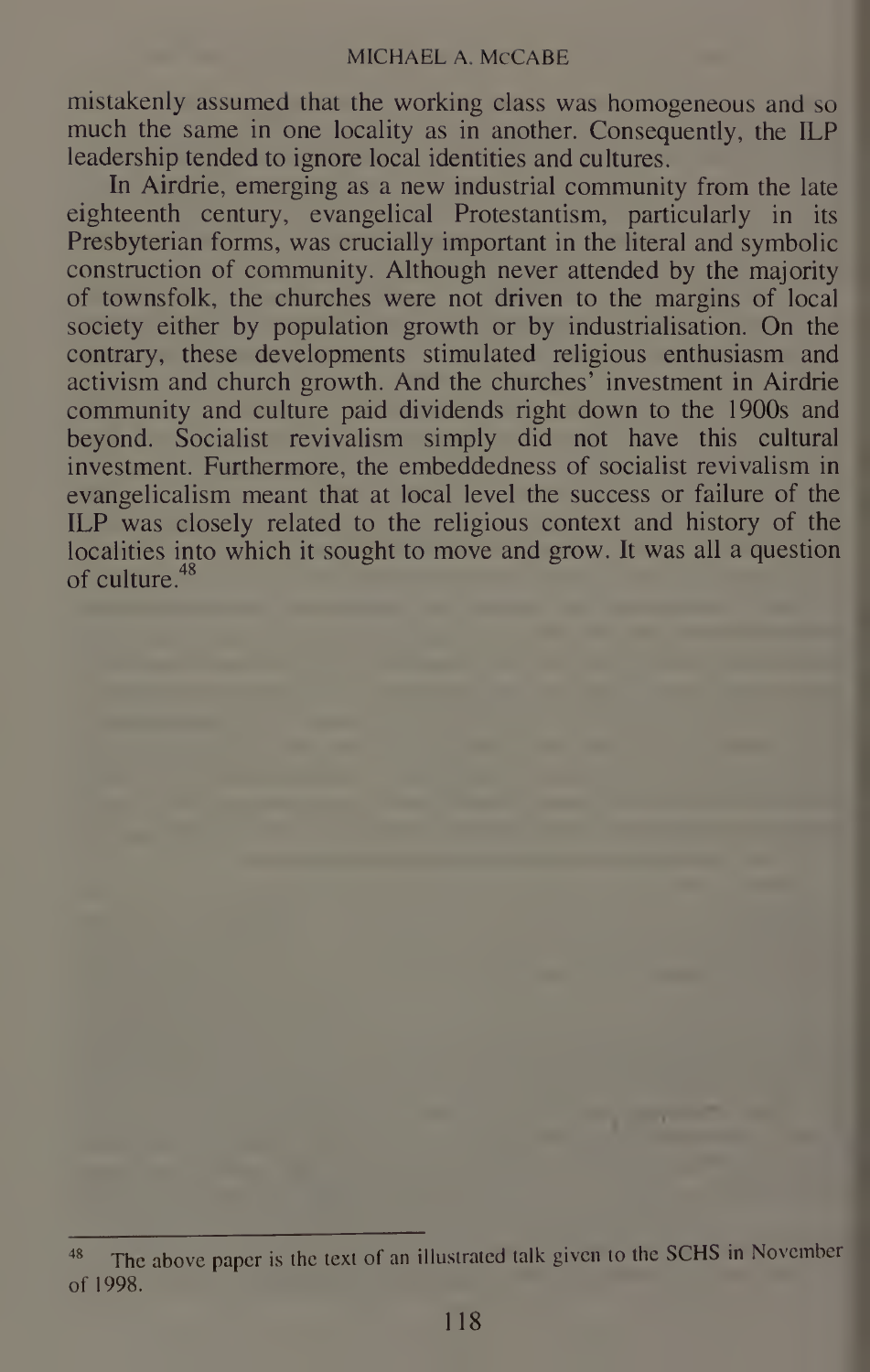mistakenly assumed that the working class was homogeneous and so much the same in one locality as in another. Consequently, the ILP leadership tended to ignore local identities and cultures.

In Airdrie, emerging as a new industrial community from the late eighteenth century, evangelical Protestantism, particularly in its Presbyterian forms, was crucially important in the literal and symbolic construction of community. Although never attended by the majority of townsfolk, the churches were not driven to the margins of local society either by population growth or by industrialisation. On the contrary, these developments stimulated religious enthusiasm and activism and church growth. And the churches' investment in Airdrie community and culture paid dividends right down to the 1900s and beyond. Socialist revivalism simply did not have this cultural investment. Furthermore, the embeddedness of socialist revivalism in evangelicalism meant that at local level the success or failure of the ILP was closely related to the religious context and history of the localities into which it sought to move and grow. It was all a question of culture.[48]

---

[48] The above paper is the text of an illustrated talk given to the SCHS in November of 1998.